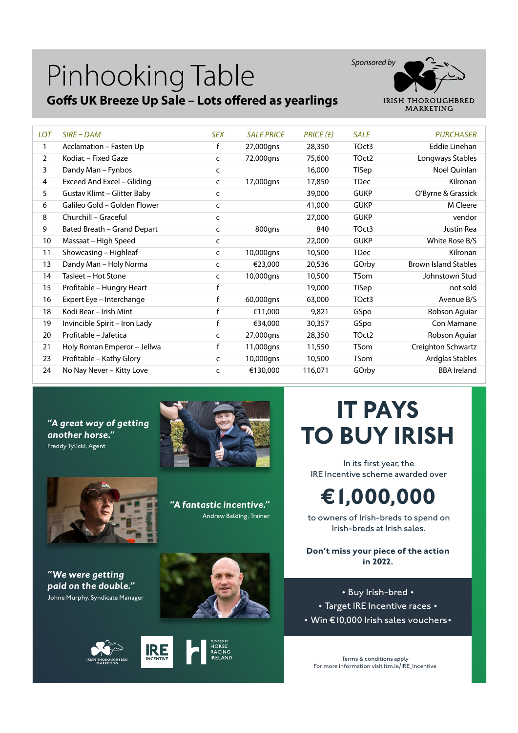# Pinhooking Table

**Goffs UK Breeze Up Sale – Lots offered as yearlings**

*Sponsored by* IRISH THOROUGHBRED MARKETING

| LOT | SIRE – DAM | SEX | SALE PRICE | PRICE (£) | SALE | PURCHASER |
|---|---|---|---|---|---|---|
| 1 | Acclamation – Fasten Up | f | 27,000gns | 28,350 | TOct3 | Eddie Linehan |
| 2 | Kodiac – Fixed Gaze | c | 72,000gns | 75,600 | TOct2 | Longways Stables |
| 3 | Dandy Man – Fynbos | c | | 16,000 | TISep | Noel Quinlan |
| 4 | Exceed And Excel – Gliding | c | 17,000gns | 17,850 | TDec | Kilronan |
| 5 | Gustav Klimt – Glitter Baby | c | | 39,000 | GUKP | O'Byrne & Grassick |
| 6 | Galileo Gold – Golden Flower | c | | 41,000 | GUKP | M Cleere |
| 8 | Churchill – Graceful | c | | 27,000 | GUKP | vendor |
| 9 | Bated Breath – Grand Depart | c | 800gns | 840 | TOct3 | Justin Rea |
| 10 | Massaat – High Speed | c | | 22,000 | GUKP | White Rose B/S |
| 11 | Showcasing – Highleaf | c | 10,000gns | 10,500 | TDec | Kilronan |
| 13 | Dandy Man – Holy Norma | c | €23,000 | 20,536 | GOrby | Brown Island Stables |
| 14 | Tasleet – Hot Stone | c | 10,000gns | 10,500 | TSom | Johnstown Stud |
| 15 | Profitable – Hungry Heart | f | | 19,000 | TISep | not sold |
| 16 | Expert Eye – Interchange | f | 60,000gns | 63,000 | TOct3 | Avenue B/S |
| 18 | Kodi Bear – Irish Mint | f | €11,000 | 9,821 | GSpo | Robson Aguiar |
| 19 | Invincible Spirit – Iron Lady | f | €34,000 | 30,357 | GSpo | Con Marnane |
| 20 | Profitable – Jafetica | c | 27,000gns | 28,350 | TOct2 | Robson Aguiar |
| 21 | Holy Roman Emperor – Jellwa | f | 11,000gns | 11,550 | TSom | Creighton Schwartz |
| 23 | Profitable – Kathy Glory | c | 10,000gns | 10,500 | TSom | Ardglas Stables |
| 24 | No Nay Never – Kitty Love | c | €130,000 | 116,071 | GOrby | BBA Ireland |

***"A great way of getting another horse."***
Freddy Tylicki, Agent

***"A fantastic incentive."***
Andrew Balding, Trainer

***"We were getting paid on the double."***
Johne Murphy, Syndicate Manager

IRISH THOROUGHBRED MARKETING | IRE INCENTIVE | FUNDED BY HORSE RACING IRELAND

# IT PAYS TO BUY IRISH

In its first year, the IRE Incentive scheme awarded over

## €1,000,000

to owners of Irish-breds to spend on Irish-breds at Irish sales.

**Don't miss your piece of the action in 2022.**

- Buy Irish-bred
- Target IRE Incentive races
- Win €10,000 Irish sales vouchers

Terms & conditions apply
For more information visit itm.ie/IRE_Incentive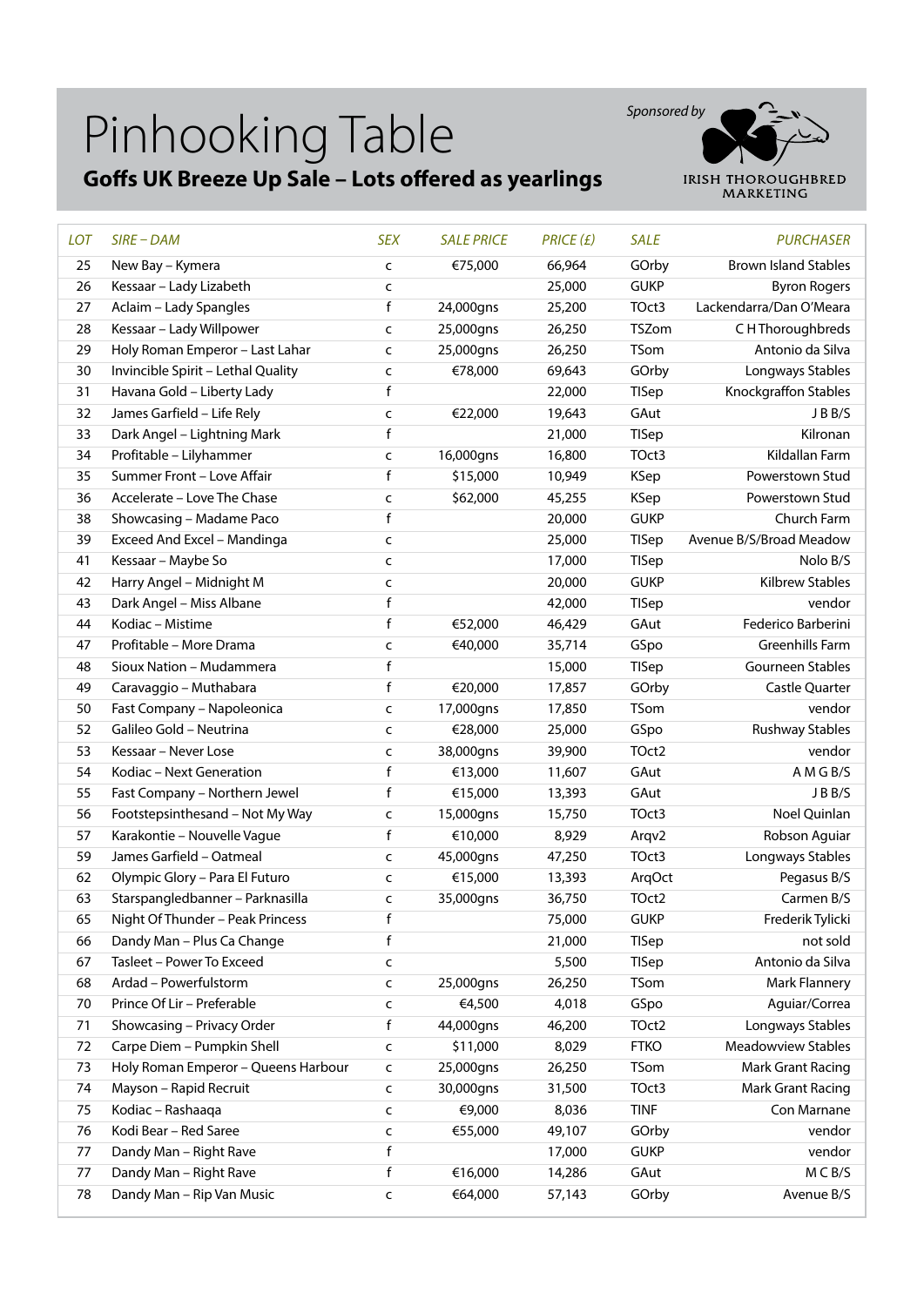# Pinhooking Table

## Goffs UK Breeze Up Sale – Lots offered as yearlings

Sponsored by IRISH THOROUGHBRED MARKETING

| LOT | SIRE – DAM | SEX | SALE PRICE | PRICE (£) | SALE | PURCHASER |
|---|---|---|---|---|---|---|
| 25 | New Bay – Kymera | c | €75,000 | 66,964 | GOrby | Brown Island Stables |
| 26 | Kessaar – Lady Lizabeth | c | | 25,000 | GUKP | Byron Rogers |
| 27 | Aclaim – Lady Spangles | f | 24,000gns | 25,200 | TOct3 | Lackendarra/Dan O'Meara |
| 28 | Kessaar – Lady Willpower | c | 25,000gns | 26,250 | TSZom | C H Thoroughbreds |
| 29 | Holy Roman Emperor – Last Lahar | c | 25,000gns | 26,250 | TSom | Antonio da Silva |
| 30 | Invincible Spirit – Lethal Quality | c | €78,000 | 69,643 | GOrby | Longways Stables |
| 31 | Havana Gold – Liberty Lady | f | | 22,000 | TISep | Knockgraffon Stables |
| 32 | James Garfield – Life Rely | c | €22,000 | 19,643 | GAut | J B B/S |
| 33 | Dark Angel – Lightning Mark | f | | 21,000 | TISep | Kilronan |
| 34 | Profitable – Lilyhammer | c | 16,000gns | 16,800 | TOct3 | Kildallan Farm |
| 35 | Summer Front – Love Affair | f | $15,000 | 10,949 | KSep | Powerstown Stud |
| 36 | Accelerate – Love The Chase | c | $62,000 | 45,255 | KSep | Powerstown Stud |
| 38 | Showcasing – Madame Paco | f | | 20,000 | GUKP | Church Farm |
| 39 | Exceed And Excel – Mandinga | c | | 25,000 | TISep | Avenue B/S/Broad Meadow |
| 41 | Kessaar – Maybe So | c | | 17,000 | TISep | Nolo B/S |
| 42 | Harry Angel – Midnight M | c | | 20,000 | GUKP | Kilbrew Stables |
| 43 | Dark Angel – Miss Albane | f | | 42,000 | TISep | vendor |
| 44 | Kodiac – Mistime | f | €52,000 | 46,429 | GAut | Federico Barberini |
| 47 | Profitable – More Drama | c | €40,000 | 35,714 | GSpo | Greenhills Farm |
| 48 | Sioux Nation – Mudammera | f | | 15,000 | TISep | Gourneen Stables |
| 49 | Caravaggio – Muthabara | f | €20,000 | 17,857 | GOrby | Castle Quarter |
| 50 | Fast Company – Napoleonica | c | 17,000gns | 17,850 | TSom | vendor |
| 52 | Galileo Gold – Neutrina | c | €28,000 | 25,000 | GSpo | Rushway Stables |
| 53 | Kessaar – Never Lose | c | 38,000gns | 39,900 | TOct2 | vendor |
| 54 | Kodiac – Next Generation | f | €13,000 | 11,607 | GAut | A M G B/S |
| 55 | Fast Company – Northern Jewel | f | €15,000 | 13,393 | GAut | J B B/S |
| 56 | Footstepsinthesand – Not My Way | c | 15,000gns | 15,750 | TOct3 | Noel Quinlan |
| 57 | Karakontie – Nouvelle Vague | f | €10,000 | 8,929 | Arqv2 | Robson Aguiar |
| 59 | James Garfield – Oatmeal | c | 45,000gns | 47,250 | TOct3 | Longways Stables |
| 62 | Olympic Glory – Para El Futuro | c | €15,000 | 13,393 | ArqOct | Pegasus B/S |
| 63 | Starspangledbanner – Parknasilla | c | 35,000gns | 36,750 | TOct2 | Carmen B/S |
| 65 | Night Of Thunder – Peak Princess | f | | 75,000 | GUKP | Frederik Tylicki |
| 66 | Dandy Man – Plus Ca Change | f | | 21,000 | TISep | not sold |
| 67 | Tasleet – Power To Exceed | c | | 5,500 | TISep | Antonio da Silva |
| 68 | Ardad – Powerfulstorm | c | 25,000gns | 26,250 | TSom | Mark Flannery |
| 70 | Prince Of Lir – Preferable | c | €4,500 | 4,018 | GSpo | Aguiar/Correa |
| 71 | Showcasing – Privacy Order | f | 44,000gns | 46,200 | TOct2 | Longways Stables |
| 72 | Carpe Diem – Pumpkin Shell | c | $11,000 | 8,029 | FTKO | Meadowview Stables |
| 73 | Holy Roman Emperor – Queens Harbour | c | 25,000gns | 26,250 | TSom | Mark Grant Racing |
| 74 | Mayson – Rapid Recruit | c | 30,000gns | 31,500 | TOct3 | Mark Grant Racing |
| 75 | Kodiac – Rashaaqa | c | €9,000 | 8,036 | TINF | Con Marnane |
| 76 | Kodi Bear – Red Saree | c | €55,000 | 49,107 | GOrby | vendor |
| 77 | Dandy Man – Right Rave | f | | 17,000 | GUKP | vendor |
| 77 | Dandy Man – Right Rave | f | €16,000 | 14,286 | GAut | M C B/S |
| 78 | Dandy Man – Rip Van Music | c | €64,000 | 57,143 | GOrby | Avenue B/S |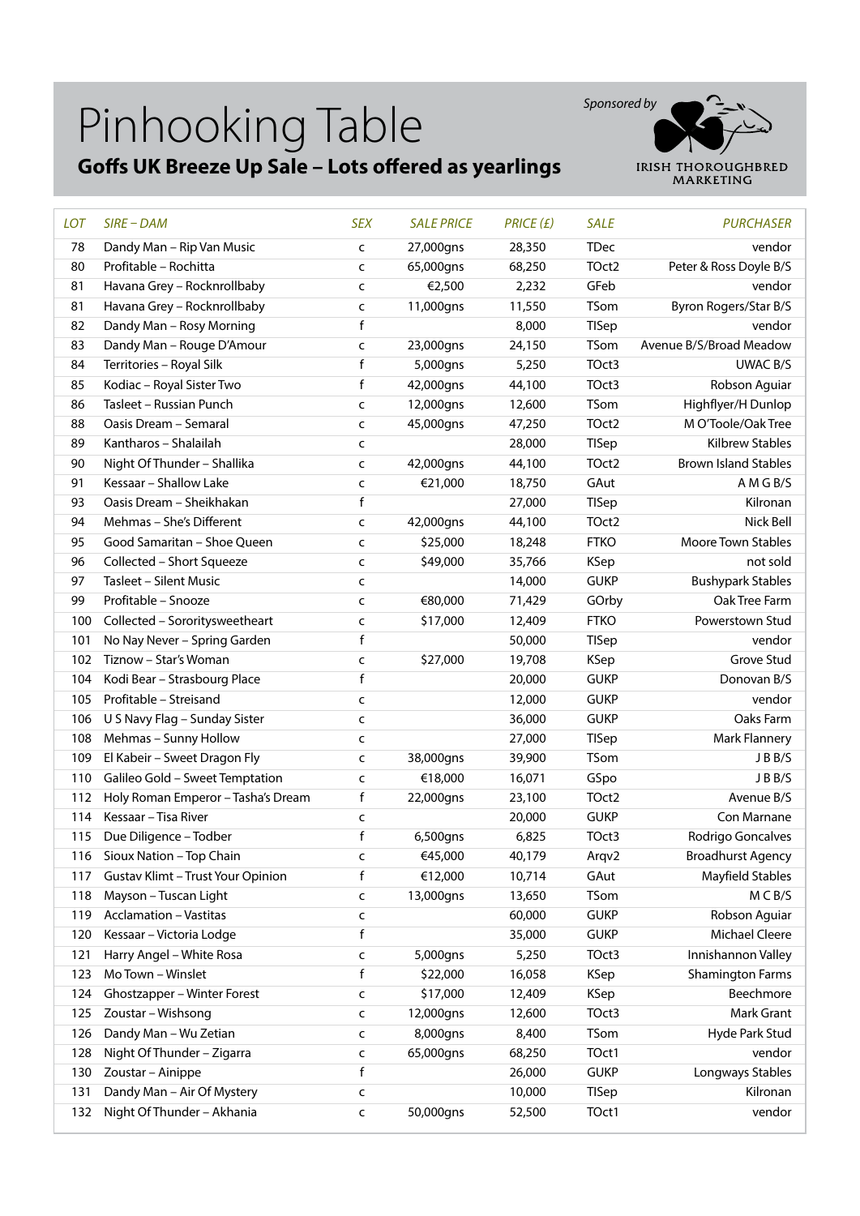# Pinhooking Table

## Goffs UK Breeze Up Sale – Lots offered as yearlings

Sponsored by IRISH THOROUGHBRED MARKETING

| LOT | SIRE – DAM | SEX | SALE PRICE | PRICE (£) | SALE | PURCHASER |
|---|---|---|---|---|---|---|
| 78 | Dandy Man – Rip Van Music | c | 27,000gns | 28,350 | TDec | vendor |
| 80 | Profitable – Rochitta | c | 65,000gns | 68,250 | TOct2 | Peter & Ross Doyle B/S |
| 81 | Havana Grey – Rocknrollbaby | c | €2,500 | 2,232 | GFeb | vendor |
| 81 | Havana Grey – Rocknrollbaby | c | 11,000gns | 11,550 | TSom | Byron Rogers/Star B/S |
| 82 | Dandy Man – Rosy Morning | f | | 8,000 | TISep | vendor |
| 83 | Dandy Man – Rouge D'Amour | c | 23,000gns | 24,150 | TSom | Avenue B/S/Broad Meadow |
| 84 | Territories – Royal Silk | f | 5,000gns | 5,250 | TOct3 | UWAC B/S |
| 85 | Kodiac – Royal Sister Two | f | 42,000gns | 44,100 | TOct3 | Robson Aguiar |
| 86 | Tasleet – Russian Punch | c | 12,000gns | 12,600 | TSom | Highflyer/H Dunlop |
| 88 | Oasis Dream – Semaral | c | 45,000gns | 47,250 | TOct2 | M O'Toole/Oak Tree |
| 89 | Kantharos – Shalailah | c | | 28,000 | TISep | Kilbrew Stables |
| 90 | Night Of Thunder – Shallika | c | 42,000gns | 44,100 | TOct2 | Brown Island Stables |
| 91 | Kessaar – Shallow Lake | c | €21,000 | 18,750 | GAut | A M G B/S |
| 93 | Oasis Dream – Sheikhakan | f | | 27,000 | TISep | Kilronan |
| 94 | Mehmas – She's Different | c | 42,000gns | 44,100 | TOct2 | Nick Bell |
| 95 | Good Samaritan – Shoe Queen | c | $25,000 | 18,248 | FTKO | Moore Town Stables |
| 96 | Collected – Short Squeeze | c | $49,000 | 35,766 | KSep | not sold |
| 97 | Tasleet – Silent Music | c | | 14,000 | GUKP | Bushypark Stables |
| 99 | Profitable – Snooze | c | €80,000 | 71,429 | GOrby | Oak Tree Farm |
| 100 | Collected – Sororitysweetheart | c | $17,000 | 12,409 | FTKO | Powerstown Stud |
| 101 | No Nay Never – Spring Garden | f | | 50,000 | TISep | vendor |
| 102 | Tiznow – Star's Woman | c | $27,000 | 19,708 | KSep | Grove Stud |
| 104 | Kodi Bear – Strasbourg Place | f | | 20,000 | GUKP | Donovan B/S |
| 105 | Profitable – Streisand | c | | 12,000 | GUKP | vendor |
| 106 | U S Navy Flag – Sunday Sister | c | | 36,000 | GUKP | Oaks Farm |
| 108 | Mehmas – Sunny Hollow | c | | 27,000 | TISep | Mark Flannery |
| 109 | El Kabeir – Sweet Dragon Fly | c | 38,000gns | 39,900 | TSom | J B B/S |
| 110 | Galileo Gold – Sweet Temptation | c | €18,000 | 16,071 | GSpo | J B B/S |
| 112 | Holy Roman Emperor – Tasha's Dream | f | 22,000gns | 23,100 | TOct2 | Avenue B/S |
| 114 | Kessaar – Tisa River | c | | 20,000 | GUKP | Con Marnane |
| 115 | Due Diligence – Todber | f | 6,500gns | 6,825 | TOct3 | Rodrigo Goncalves |
| 116 | Sioux Nation – Top Chain | c | €45,000 | 40,179 | Arqv2 | Broadhurst Agency |
| 117 | Gustav Klimt – Trust Your Opinion | f | €12,000 | 10,714 | GAut | Mayfield Stables |
| 118 | Mayson – Tuscan Light | c | 13,000gns | 13,650 | TSom | M C B/S |
| 119 | Acclamation – Vastitas | c | | 60,000 | GUKP | Robson Aguiar |
| 120 | Kessaar – Victoria Lodge | f | | 35,000 | GUKP | Michael Cleere |
| 121 | Harry Angel – White Rosa | c | 5,000gns | 5,250 | TOct3 | Innishannon Valley |
| 123 | Mo Town – Winslet | f | $22,000 | 16,058 | KSep | Shamington Farms |
| 124 | Ghostzapper – Winter Forest | c | $17,000 | 12,409 | KSep | Beechmore |
| 125 | Zoustar – Wishsong | c | 12,000gns | 12,600 | TOct3 | Mark Grant |
| 126 | Dandy Man – Wu Zetian | c | 8,000gns | 8,400 | TSom | Hyde Park Stud |
| 128 | Night Of Thunder – Zigarra | c | 65,000gns | 68,250 | TOct1 | vendor |
| 130 | Zoustar – Ainippe | f | | 26,000 | GUKP | Longways Stables |
| 131 | Dandy Man – Air Of Mystery | c | | 10,000 | TISep | Kilronan |
| 132 | Night Of Thunder – Akhania | c | 50,000gns | 52,500 | TOct1 | vendor |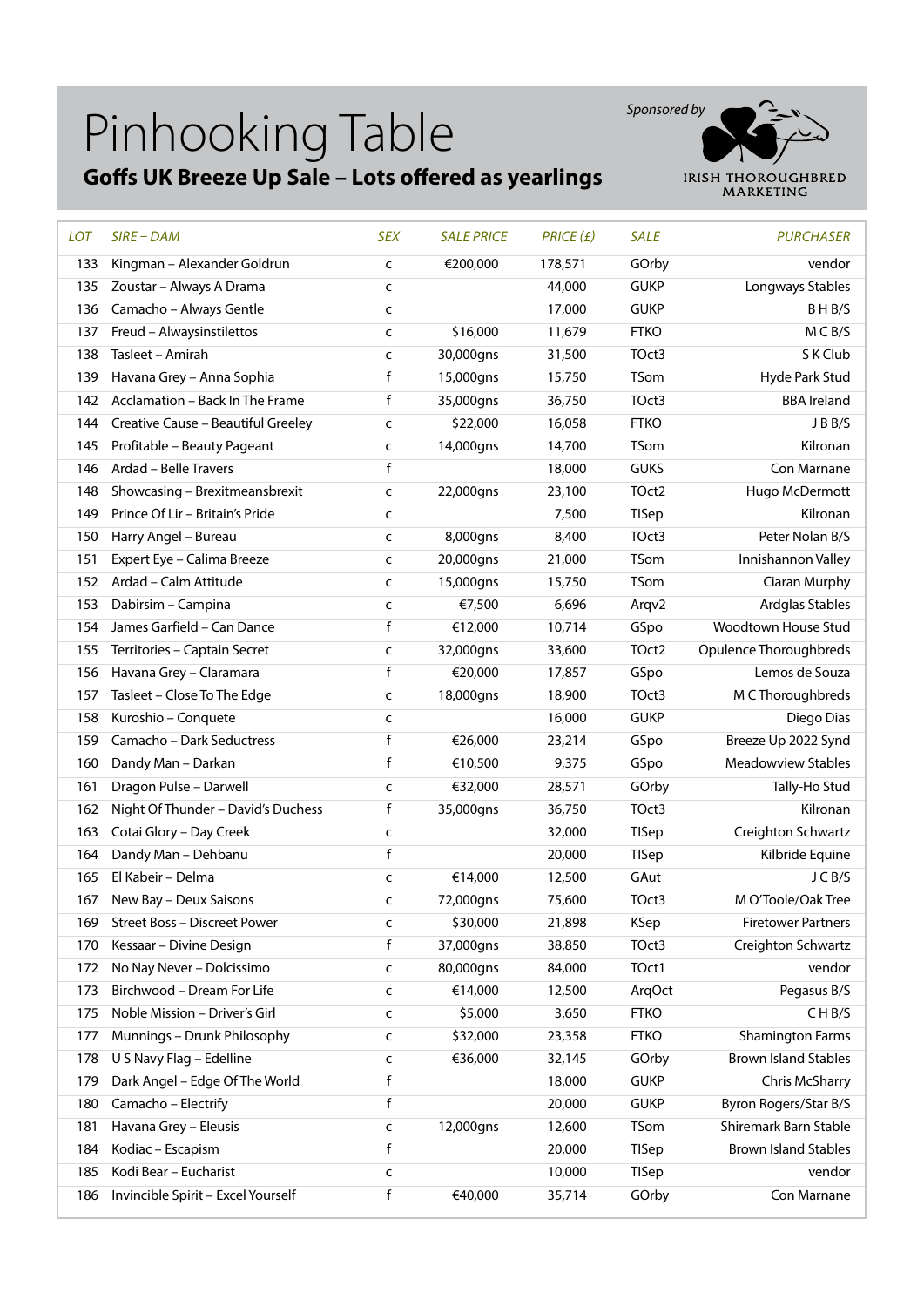# Pinhooking Table

## Goffs UK Breeze Up Sale – Lots offered as yearlings

*Sponsored by* IRISH THOROUGHBRED MARKETING

| LOT | SIRE – DAM | SEX | SALE PRICE | PRICE (£) | SALE | PURCHASER |
|---|---|---|---|---|---|---|
| 133 | Kingman – Alexander Goldrun | c | €200,000 | 178,571 | GOrby | vendor |
| 135 | Zoustar – Always A Drama | c | | 44,000 | GUKP | Longways Stables |
| 136 | Camacho – Always Gentle | c | | 17,000 | GUKP | B H B/S |
| 137 | Freud – Alwaysinstilettos | c | $16,000 | 11,679 | FTKO | M C B/S |
| 138 | Tasleet – Amirah | c | 30,000gns | 31,500 | TOct3 | S K Club |
| 139 | Havana Grey – Anna Sophia | f | 15,000gns | 15,750 | TSom | Hyde Park Stud |
| 142 | Acclamation – Back In The Frame | f | 35,000gns | 36,750 | TOct3 | BBA Ireland |
| 144 | Creative Cause – Beautiful Greeley | c | $22,000 | 16,058 | FTKO | J B B/S |
| 145 | Profitable – Beauty Pageant | c | 14,000gns | 14,700 | TSom | Kilronan |
| 146 | Ardad – Belle Travers | f | | 18,000 | GUKS | Con Marnane |
| 148 | Showcasing – Brexitmeansbrexit | c | 22,000gns | 23,100 | TOct2 | Hugo McDermott |
| 149 | Prince Of Lir – Britain's Pride | c | | 7,500 | TISep | Kilronan |
| 150 | Harry Angel – Bureau | c | 8,000gns | 8,400 | TOct3 | Peter Nolan B/S |
| 151 | Expert Eye – Calima Breeze | c | 20,000gns | 21,000 | TSom | Innishannon Valley |
| 152 | Ardad – Calm Attitude | c | 15,000gns | 15,750 | TSom | Ciaran Murphy |
| 153 | Dabirsim – Campina | c | €7,500 | 6,696 | Arqv2 | Ardglas Stables |
| 154 | James Garfield – Can Dance | f | €12,000 | 10,714 | GSpo | Woodtown House Stud |
| 155 | Territories – Captain Secret | c | 32,000gns | 33,600 | TOct2 | Opulence Thoroughbreds |
| 156 | Havana Grey – Claramara | f | €20,000 | 17,857 | GSpo | Lemos de Souza |
| 157 | Tasleet – Close To The Edge | c | 18,000gns | 18,900 | TOct3 | M C Thoroughbreds |
| 158 | Kuroshio – Conquete | c | | 16,000 | GUKP | Diego Dias |
| 159 | Camacho – Dark Seductress | f | €26,000 | 23,214 | GSpo | Breeze Up 2022 Synd |
| 160 | Dandy Man – Darkan | f | €10,500 | 9,375 | GSpo | Meadowview Stables |
| 161 | Dragon Pulse – Darwell | c | €32,000 | 28,571 | GOrby | Tally-Ho Stud |
| 162 | Night Of Thunder – David's Duchess | f | 35,000gns | 36,750 | TOct3 | Kilronan |
| 163 | Cotai Glory – Day Creek | c | | 32,000 | TISep | Creighton Schwartz |
| 164 | Dandy Man – Dehbanu | f | | 20,000 | TISep | Kilbride Equine |
| 165 | El Kabeir – Delma | c | €14,000 | 12,500 | GAut | J C B/S |
| 167 | New Bay – Deux Saisons | c | 72,000gns | 75,600 | TOct3 | M O'Toole/Oak Tree |
| 169 | Street Boss – Discreet Power | c | $30,000 | 21,898 | KSep | Firetower Partners |
| 170 | Kessaar – Divine Design | f | 37,000gns | 38,850 | TOct3 | Creighton Schwartz |
| 172 | No Nay Never – Dolcissimo | c | 80,000gns | 84,000 | TOct1 | vendor |
| 173 | Birchwood – Dream For Life | c | €14,000 | 12,500 | ArqOct | Pegasus B/S |
| 175 | Noble Mission – Driver's Girl | c | $5,000 | 3,650 | FTKO | C H B/S |
| 177 | Munnings – Drunk Philosophy | c | $32,000 | 23,358 | FTKO | Shamington Farms |
| 178 | U S Navy Flag – Edelline | c | €36,000 | 32,145 | GOrby | Brown Island Stables |
| 179 | Dark Angel – Edge Of The World | f | | 18,000 | GUKP | Chris McSharry |
| 180 | Camacho – Electrify | f | | 20,000 | GUKP | Byron Rogers/Star B/S |
| 181 | Havana Grey – Eleusis | c | 12,000gns | 12,600 | TSom | Shiremark Barn Stable |
| 184 | Kodiac – Escapism | f | | 20,000 | TISep | Brown Island Stables |
| 185 | Kodi Bear – Eucharist | c | | 10,000 | TISep | vendor |
| 186 | Invincible Spirit – Excel Yourself | f | €40,000 | 35,714 | GOrby | Con Marnane |